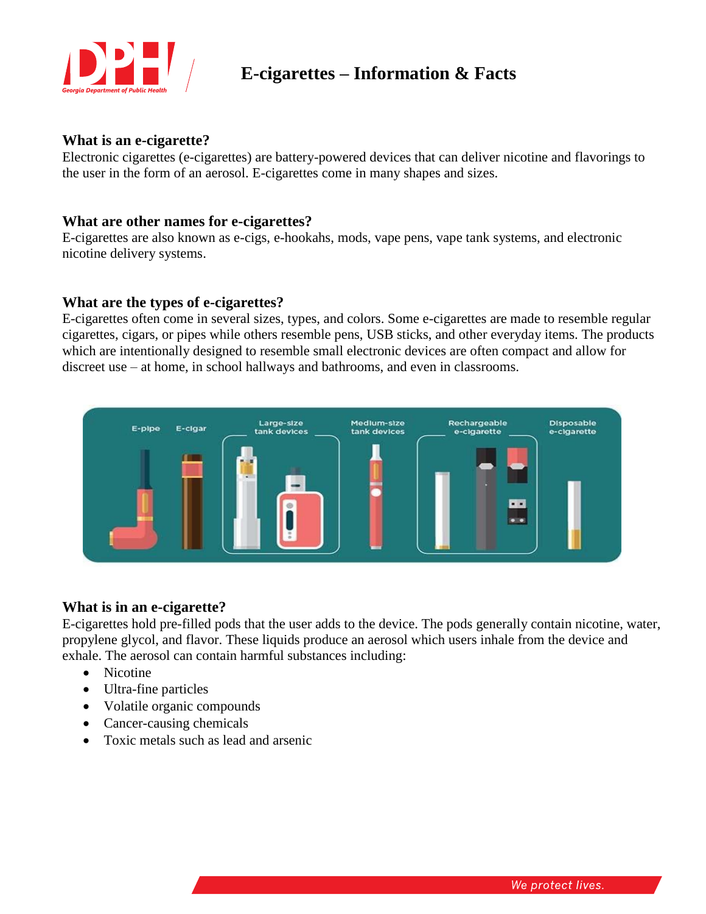# E-cigarettes – Information & Facts

## What is an e-cigarette?

Electronic cigarettes (e-cigarettes) are battery-powered devices that can deliver nicotine and flavorings to the user in the form of an aerosol. E-cigarettes come in many shapes and sizes.

## What are other names for e-cigarettes?

E-cigarettes are also known as e-cigs, e-hookahs, mods, vape pens, vape tank systems, and electronic nicotine delivery systems.

## What are the types of e-cigarettes?

E-cigarettes often come in several sizes, types, and colors. Some e-cigarettes are made to resemble regular cigarettes, cigars, or pipes while others resemble pens, USB sticks, and other everyday items. The products which are intentionally designed to resemble small electronic devices are often compact and allow for discreet use – at home, in school hallways and bathrooms, and even in classrooms.

## What is in an e-cigarette?

E-cigarettes hold pre-filled pods that the user adds to the device. The pods generally contain nicotine, water, propylene glycol, and flavor. These liquids produce an aerosol which users inhale from the device and exhale. The aerosol can contain harmful substances including:

- Nicotine
- Ultra-fine particles
- Volatile organic compounds
- Cancer-causing chemicals
- Toxic metals such as lead and arsenic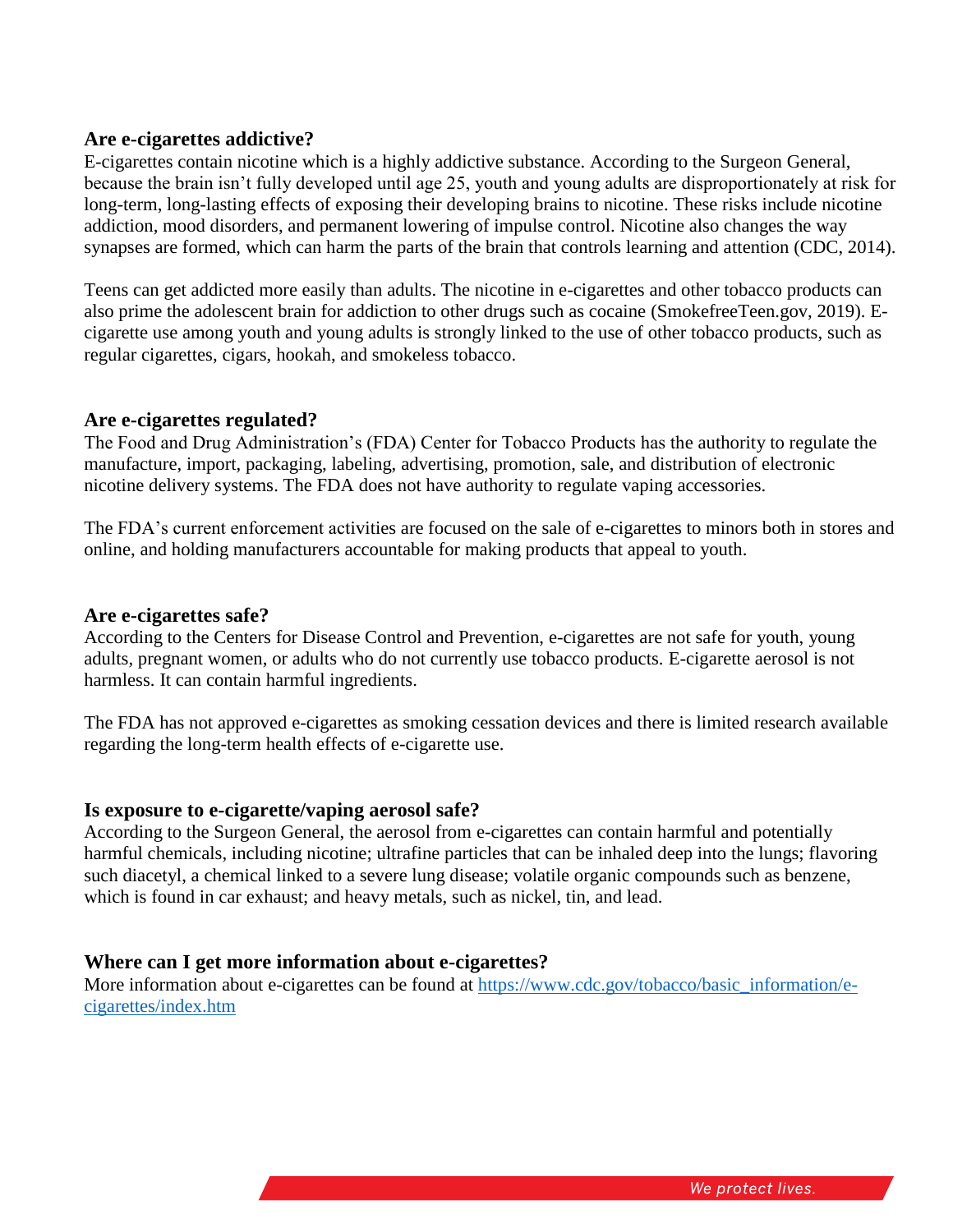**Are e-cigarettes addictive?**

E-cigarettes contain nicotine which is a highly addictive substance. According to the Surgeon General, because the brain isn't fully developed until age 25, youth and young adults are disproportionately at risk for long-term, long-lasting effects of exposing their developing brains to nicotine. These risks include nicotine addiction, mood disorders, and permanent lowering of impulse control. Nicotine also changes the way synapses are formed, which can harm the parts of the brain that controls learning and attention (CDC, 2014).

Teens can get addicted more easily than adults. The nicotine in e-cigarettes and other tobacco products can also prime the adolescent brain for addiction to other drugs such as cocaine (SmokefreeTeen.gov, 2019). E-cigarette use among youth and young adults is strongly linked to the use of other tobacco products, such as regular cigarettes, cigars, hookah, and smokeless tobacco.

**Are e-cigarettes regulated?**

The Food and Drug Administration's (FDA) Center for Tobacco Products has the authority to regulate the manufacture, import, packaging, labeling, advertising, promotion, sale, and distribution of electronic nicotine delivery systems. The FDA does not have authority to regulate vaping accessories.

The FDA's current enforcement activities are focused on the sale of e-cigarettes to minors both in stores and online, and holding manufacturers accountable for making products that appeal to youth.

**Are e-cigarettes safe?**

According to the Centers for Disease Control and Prevention, e-cigarettes are not safe for youth, young adults, pregnant women, or adults who do not currently use tobacco products. E-cigarette aerosol is not harmless. It can contain harmful ingredients.

The FDA has not approved e-cigarettes as smoking cessation devices and there is limited research available regarding the long-term health effects of e-cigarette use.

**Is exposure to e-cigarette/vaping aerosol safe?**

According to the Surgeon General, the aerosol from e-cigarettes can contain harmful and potentially harmful chemicals, including nicotine; ultrafine particles that can be inhaled deep into the lungs; flavoring such diacetyl, a chemical linked to a severe lung disease; volatile organic compounds such as benzene, which is found in car exhaust; and heavy metals, such as nickel, tin, and lead.

**Where can I get more information about e-cigarettes?**

More information about e-cigarettes can be found at [https://www.cdc.gov/tobacco/basic_information/e-cigarettes/index.htm](https://www.cdc.gov/tobacco/basic_information/e-cigarettes/index.htm)

*We protect lives.*